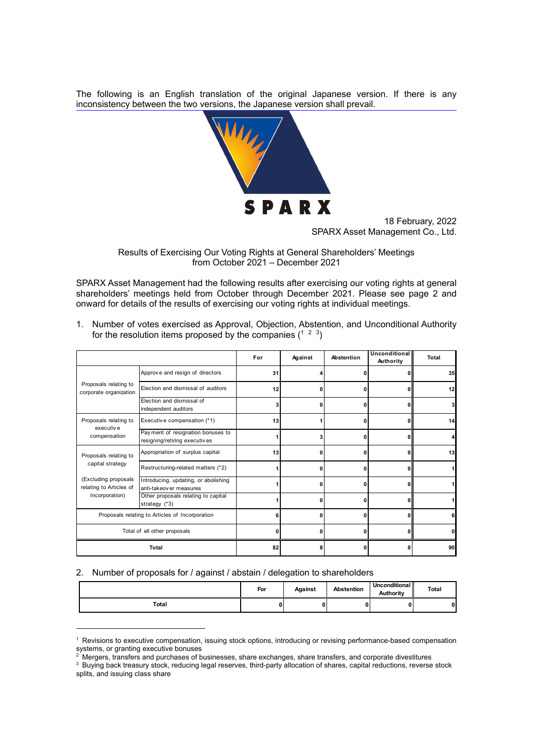The following is an English translation of the original Japanese version. If there is any inconsistency between the two versions, the Japanese version shall prevail.

SPARX

18 February, 2022
SPARX Asset Management Co., Ltd.

# Results of Exercising Our Voting Rights at General Shareholders' Meetings from October 2021 – December 2021

SPARX Asset Management had the following results after exercising our voting rights at general shareholders' meetings held from October through December 2021. Please see page 2 and onward for details of the results of exercising our voting rights at individual meetings.

1. Number of votes exercised as Approval, Objection, Abstention, and Unconditional Authority for the resolution items proposed by the companies ([1] [2] [3])

| | | For | Against | Abstention | Unconditional Authority | Total |
|---|---|---|---|---|---|---|
| Proposals relating to corporate organization | Approve and resign of directors | 31 | 4 | 0 | 0 | 35 |
| | Election and dismissal of auditors | 12 | 0 | 0 | 0 | 12 |
| | Election and dismissal of independent auditors | 3 | 0 | 0 | 0 | 3 |
| Proposals relating to executive compensation | Executive compensation (*1) | 13 | 1 | 0 | 0 | 14 |
| | Payment of resignation bonuses to resigning/retiring executives | 1 | 3 | 0 | 0 | 4 |
| Proposals relating to capital strategy (Excluding proposals relating to Articles of Incorporation) | Appropriation of surplus capital | 13 | 0 | 0 | 0 | 13 |
| | Restructuring-related matters (*2) | 1 | 0 | 0 | 0 | 1 |
| | Introducing, updating, or abolishing anti-takeover measures | 1 | 0 | 0 | 0 | 1 |
| | Other proposals relating to capital strategy (*3) | 1 | 0 | 0 | 0 | 1 |
| Proposals relating to Articles of Incorporation | | 6 | 0 | 0 | 0 | 6 |
| Total of all other proposals | | 0 | 0 | 0 | 0 | 0 |
| **Total** | | 82 | 8 | 0 | 0 | 90 |

2. Number of proposals for / against / abstain / delegation to shareholders

| | For | Against | Abstention | Unconditional Authority | Total |
|---|---|---|---|---|---|
| **Total** | 0 | 0 | 0 | 0 | 0 |

---

[1] Revisions to executive compensation, issuing stock options, introducing or revising performance-based compensation systems, or granting executive bonuses

[2] Mergers, transfers and purchases of businesses, share exchanges, share transfers, and corporate divestitures

[3] Buying back treasury stock, reducing legal reserves, third-party allocation of shares, capital reductions, reverse stock splits, and issuing class share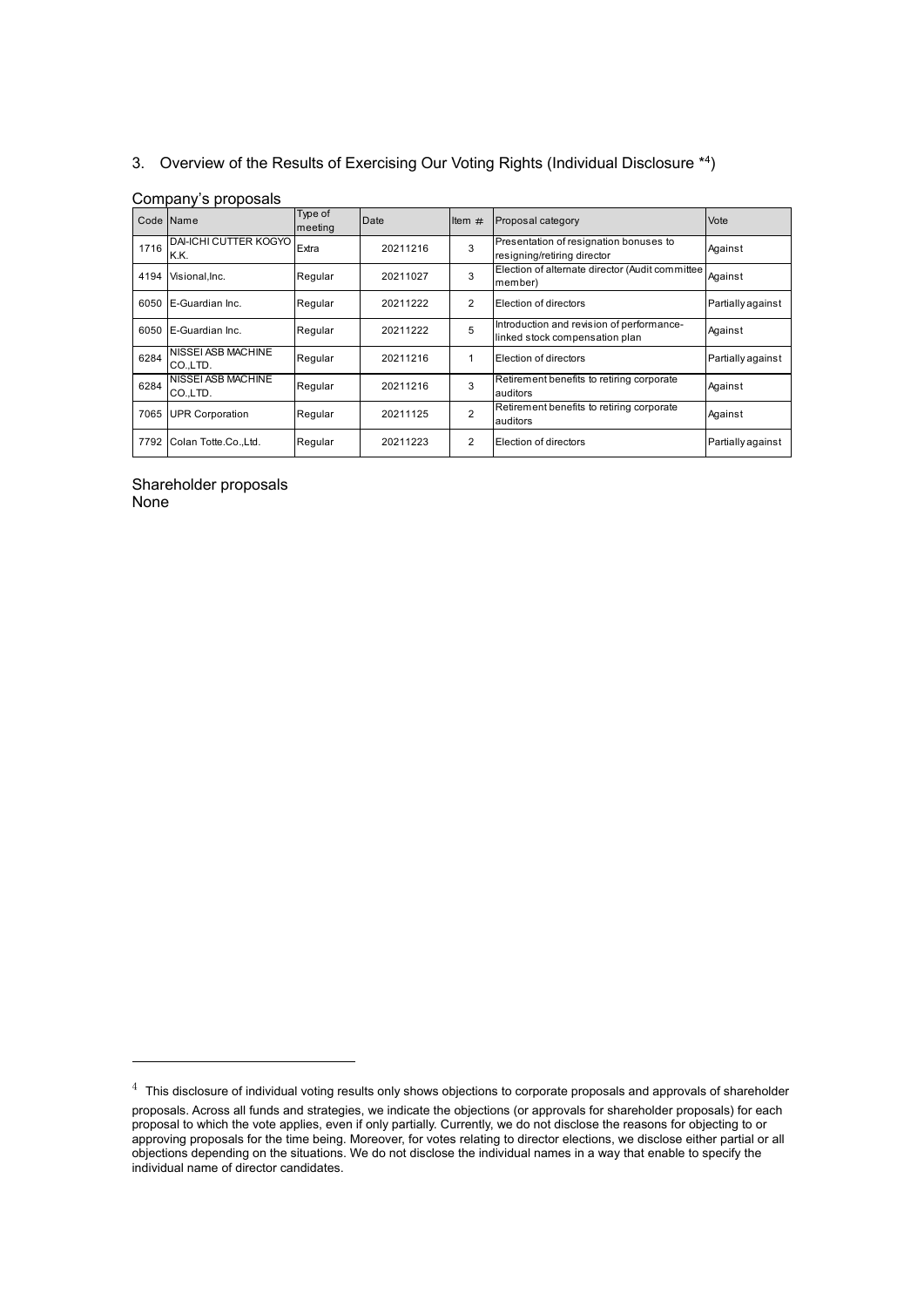## 3. Overview of the Results of Exercising Our Voting Rights (Individual Disclosure *4)

### Company's proposals

| Code | Name | Type of meeting | Date | Item # | Proposal category | Vote |
|---|---|---|---|---|---|---|
| 1716 | DAI-ICHI CUTTER KOGYO K.K. | Extra | 20211216 | 3 | Presentation of resignation bonuses to resigning/retiring director | Against |
| 4194 | Visional,Inc. | Regular | 20211027 | 3 | Election of alternate director (Audit committee member) | Against |
| 6050 | E-Guardian Inc. | Regular | 20211222 | 2 | Election of directors | Partially against |
| 6050 | E-Guardian Inc. | Regular | 20211222 | 5 | Introduction and revision of performance-linked stock compensation plan | Against |
| 6284 | NISSEI ASB MACHINE CO.,LTD. | Regular | 20211216 | 1 | Election of directors | Partially against |
| 6284 | NISSEI ASB MACHINE CO.,LTD. | Regular | 20211216 | 3 | Retirement benefits to retiring corporate auditors | Against |
| 7065 | UPR Corporation | Regular | 20211125 | 2 | Retirement benefits to retiring corporate auditors | Against |
| 7792 | Colan Totte.Co.,Ltd. | Regular | 20211223 | 2 | Election of directors | Partially against |

### Shareholder proposals

None

---

4 This disclosure of individual voting results only shows objections to corporate proposals and approvals of shareholder proposals. Across all funds and strategies, we indicate the objections (or approvals for shareholder proposals) for each proposal to which the vote applies, even if only partially. Currently, we do not disclose the reasons for objecting to or approving proposals for the time being. Moreover, for votes relating to director elections, we disclose either partial or all objections depending on the situations. We do not disclose the individual names in a way that enable to specify the individual name of director candidates.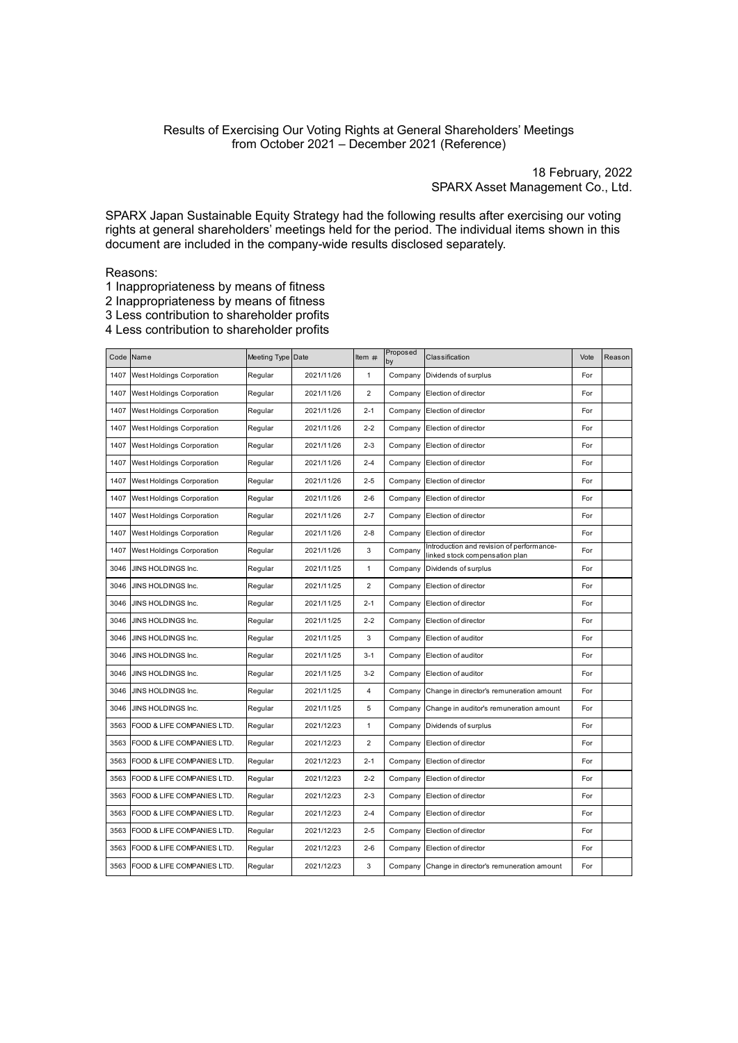Results of Exercising Our Voting Rights at General Shareholders' Meetings from October 2021 – December 2021 (Reference)

18 February, 2022
SPARX Asset Management Co., Ltd.

SPARX Japan Sustainable Equity Strategy had the following results after exercising our voting rights at general shareholders' meetings held for the period. The individual items shown in this document are included in the company-wide results disclosed separately.

Reasons:
1 Inappropriateness by means of fitness
2 Inappropriateness by means of fitness
3 Less contribution to shareholder profits
4 Less contribution to shareholder profits

| Code | Name | Meeting Type | Date | Item # | Proposed by | Classification | Vote | Reason |
|---|---|---|---|---|---|---|---|---|
| 1407 | West Holdings Corporation | Regular | 2021/11/26 | 1 | Company | Dividends of surplus | For | |
| 1407 | West Holdings Corporation | Regular | 2021/11/26 | 2 | Company | Election of director | For | |
| 1407 | West Holdings Corporation | Regular | 2021/11/26 | 2-1 | Company | Election of director | For | |
| 1407 | West Holdings Corporation | Regular | 2021/11/26 | 2-2 | Company | Election of director | For | |
| 1407 | West Holdings Corporation | Regular | 2021/11/26 | 2-3 | Company | Election of director | For | |
| 1407 | West Holdings Corporation | Regular | 2021/11/26 | 2-4 | Company | Election of director | For | |
| 1407 | West Holdings Corporation | Regular | 2021/11/26 | 2-5 | Company | Election of director | For | |
| 1407 | West Holdings Corporation | Regular | 2021/11/26 | 2-6 | Company | Election of director | For | |
| 1407 | West Holdings Corporation | Regular | 2021/11/26 | 2-7 | Company | Election of director | For | |
| 1407 | West Holdings Corporation | Regular | 2021/11/26 | 2-8 | Company | Election of director | For | |
| 1407 | West Holdings Corporation | Regular | 2021/11/26 | 3 | Company | Introduction and revision of performance-linked stock compensation plan | For | |
| 3046 | JINS HOLDINGS Inc. | Regular | 2021/11/25 | 1 | Company | Dividends of surplus | For | |
| 3046 | JINS HOLDINGS Inc. | Regular | 2021/11/25 | 2 | Company | Election of director | For | |
| 3046 | JINS HOLDINGS Inc. | Regular | 2021/11/25 | 2-1 | Company | Election of director | For | |
| 3046 | JINS HOLDINGS Inc. | Regular | 2021/11/25 | 2-2 | Company | Election of director | For | |
| 3046 | JINS HOLDINGS Inc. | Regular | 2021/11/25 | 3 | Company | Election of auditor | For | |
| 3046 | JINS HOLDINGS Inc. | Regular | 2021/11/25 | 3-1 | Company | Election of auditor | For | |
| 3046 | JINS HOLDINGS Inc. | Regular | 2021/11/25 | 3-2 | Company | Election of auditor | For | |
| 3046 | JINS HOLDINGS Inc. | Regular | 2021/11/25 | 4 | Company | Change in director's remuneration amount | For | |
| 3046 | JINS HOLDINGS Inc. | Regular | 2021/11/25 | 5 | Company | Change in auditor's remuneration amount | For | |
| 3563 | FOOD & LIFE COMPANIES LTD. | Regular | 2021/12/23 | 1 | Company | Dividends of surplus | For | |
| 3563 | FOOD & LIFE COMPANIES LTD. | Regular | 2021/12/23 | 2 | Company | Election of director | For | |
| 3563 | FOOD & LIFE COMPANIES LTD. | Regular | 2021/12/23 | 2-1 | Company | Election of director | For | |
| 3563 | FOOD & LIFE COMPANIES LTD. | Regular | 2021/12/23 | 2-2 | Company | Election of director | For | |
| 3563 | FOOD & LIFE COMPANIES LTD. | Regular | 2021/12/23 | 2-3 | Company | Election of director | For | |
| 3563 | FOOD & LIFE COMPANIES LTD. | Regular | 2021/12/23 | 2-4 | Company | Election of director | For | |
| 3563 | FOOD & LIFE COMPANIES LTD. | Regular | 2021/12/23 | 2-5 | Company | Election of director | For | |
| 3563 | FOOD & LIFE COMPANIES LTD. | Regular | 2021/12/23 | 2-6 | Company | Election of director | For | |
| 3563 | FOOD & LIFE COMPANIES LTD. | Regular | 2021/12/23 | 3 | Company | Change in director's remuneration amount | For | |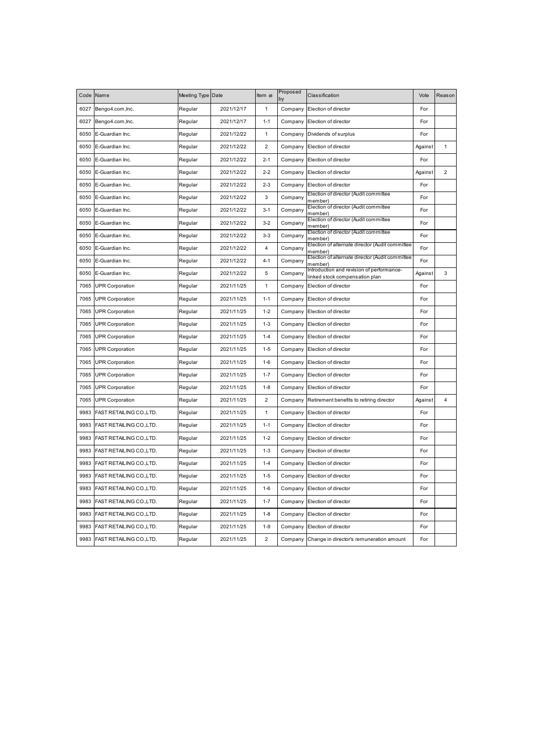| Code | Name | Meeting Type | Date | Item # | Proposed by | Classification | Vote | Reason |
|---|---|---|---|---|---|---|---|---|
| 6027 | Bengo4.com,Inc. | Regular | 2021/12/17 | 1 | Company | Election of director | For | |
| 6027 | Bengo4.com,Inc. | Regular | 2021/12/17 | 1-1 | Company | Election of director | For | |
| 6050 | E-Guardian Inc. | Regular | 2021/12/22 | 1 | Company | Dividends of surplus | For | |
| 6050 | E-Guardian Inc. | Regular | 2021/12/22 | 2 | Company | Election of director | Against | 1 |
| 6050 | E-Guardian Inc. | Regular | 2021/12/22 | 2-1 | Company | Election of director | For | |
| 6050 | E-Guardian Inc. | Regular | 2021/12/22 | 2-2 | Company | Election of director | Against | 2 |
| 6050 | E-Guardian Inc. | Regular | 2021/12/22 | 2-3 | Company | Election of director | For | |
| 6050 | E-Guardian Inc. | Regular | 2021/12/22 | 3 | Company | Election of director (Audit committee member) | For | |
| 6050 | E-Guardian Inc. | Regular | 2021/12/22 | 3-1 | Company | Election of director (Audit committee member) | For | |
| 6050 | E-Guardian Inc. | Regular | 2021/12/22 | 3-2 | Company | Election of director (Audit committee member) | For | |
| 6050 | E-Guardian Inc. | Regular | 2021/12/22 | 3-3 | Company | Election of director (Audit committee member) | For | |
| 6050 | E-Guardian Inc. | Regular | 2021/12/22 | 4 | Company | Election of alternate director (Audit committee member) | For | |
| 6050 | E-Guardian Inc. | Regular | 2021/12/22 | 4-1 | Company | Election of alternate director (Audit committee member) | For | |
| 6050 | E-Guardian Inc. | Regular | 2021/12/22 | 5 | Company | Introduction and revision of performance-linked stock compensation plan | Against | 3 |
| 7065 | UPR Corporation | Regular | 2021/11/25 | 1 | Company | Election of director | For | |
| 7065 | UPR Corporation | Regular | 2021/11/25 | 1-1 | Company | Election of director | For | |
| 7065 | UPR Corporation | Regular | 2021/11/25 | 1-2 | Company | Election of director | For | |
| 7065 | UPR Corporation | Regular | 2021/11/25 | 1-3 | Company | Election of director | For | |
| 7065 | UPR Corporation | Regular | 2021/11/25 | 1-4 | Company | Election of director | For | |
| 7065 | UPR Corporation | Regular | 2021/11/25 | 1-5 | Company | Election of director | For | |
| 7065 | UPR Corporation | Regular | 2021/11/25 | 1-6 | Company | Election of director | For | |
| 7065 | UPR Corporation | Regular | 2021/11/25 | 1-7 | Company | Election of director | For | |
| 7065 | UPR Corporation | Regular | 2021/11/25 | 1-8 | Company | Election of director | For | |
| 7065 | UPR Corporation | Regular | 2021/11/25 | 2 | Company | Retirement benefits to retiring director | Against | 4 |
| 9983 | FAST RETAILING CO.,LTD. | Regular | 2021/11/25 | 1 | Company | Election of director | For | |
| 9983 | FAST RETAILING CO.,LTD. | Regular | 2021/11/25 | 1-1 | Company | Election of director | For | |
| 9983 | FAST RETAILING CO.,LTD. | Regular | 2021/11/25 | 1-2 | Company | Election of director | For | |
| 9983 | FAST RETAILING CO.,LTD. | Regular | 2021/11/25 | 1-3 | Company | Election of director | For | |
| 9983 | FAST RETAILING CO.,LTD. | Regular | 2021/11/25 | 1-4 | Company | Election of director | For | |
| 9983 | FAST RETAILING CO.,LTD. | Regular | 2021/11/25 | 1-5 | Company | Election of director | For | |
| 9983 | FAST RETAILING CO.,LTD. | Regular | 2021/11/25 | 1-6 | Company | Election of director | For | |
| 9983 | FAST RETAILING CO.,LTD. | Regular | 2021/11/25 | 1-7 | Company | Election of director | For | |
| 9983 | FAST RETAILING CO.,LTD. | Regular | 2021/11/25 | 1-8 | Company | Election of director | For | |
| 9983 | FAST RETAILING CO.,LTD. | Regular | 2021/11/25 | 1-9 | Company | Election of director | For | |
| 9983 | FAST RETAILING CO.,LTD. | Regular | 2021/11/25 | 2 | Company | Change in director's remuneration amount | For | |